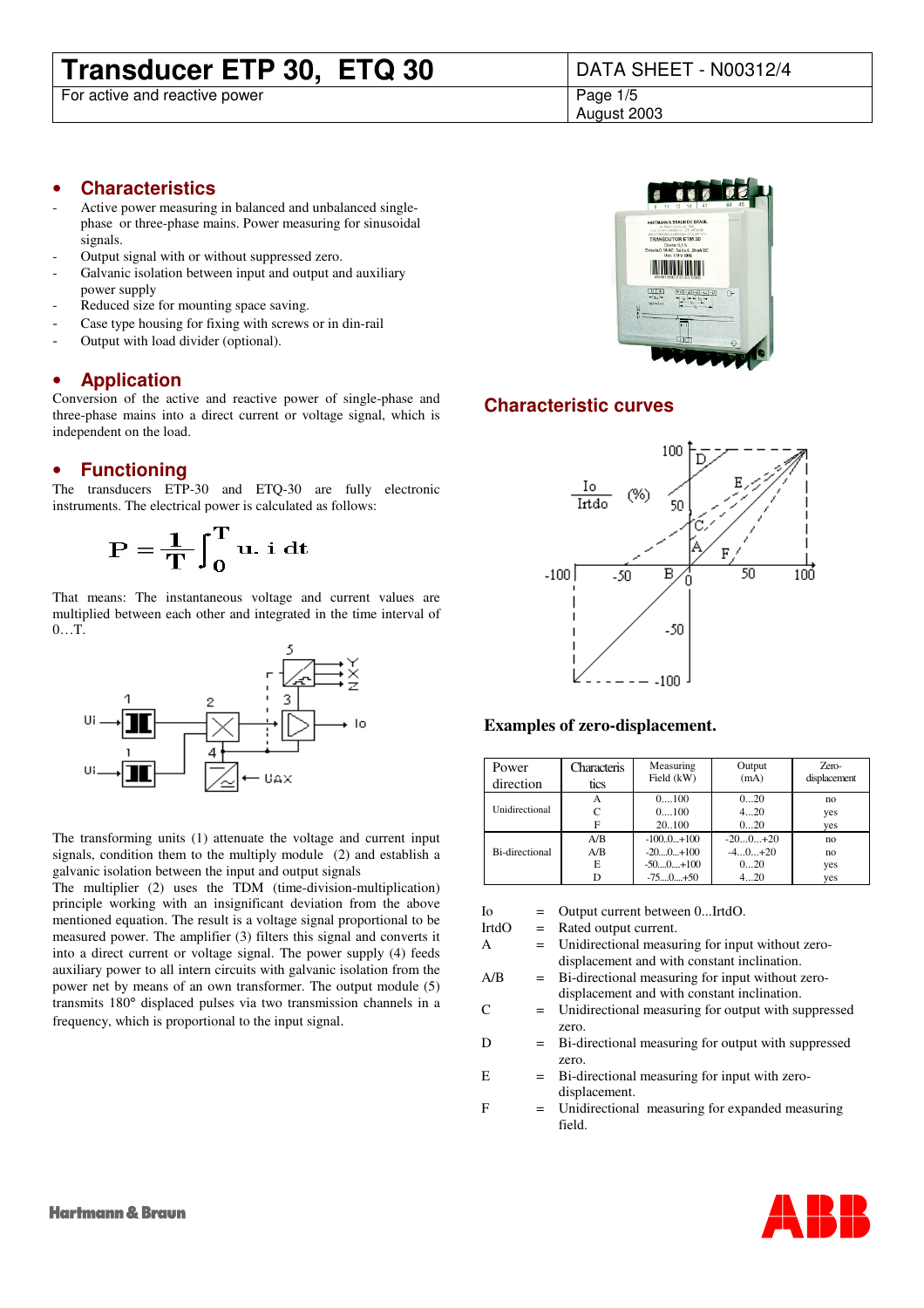# Transducer ETP 30, ETQ 30

For active and reactive power

DATA SHEET - N00312/4

August 2003

## Characteristics

- Active power measuring in balanced and unbalanced single-phase or three-phase mains. Power measuring for sinusoidal signals.
- Output signal with or without suppressed zero.
- Galvanic isolation between input and output and auxiliary power supply
- Reduced size for mounting space saving.
- Case type housing for fixing with screws or in din-rail
- Output with load divider (optional).

## Application

Conversion of the active and reactive power of single-phase and three-phase mains into a direct current or voltage signal, which is independent on the load.

## Functioning

The transducers ETP-30 and ETQ-30 are fully electronic instruments. The electrical power is calculated as follows:

$$P = \frac{1}{T}\int_0^T u.\ i\ dt$$

That means: The instantaneous voltage and current values are multiplied between each other and integrated in the time interval of 0…T.

The transforming units (1) attenuate the voltage and current input signals, condition them to the multiply module (2) and establish a galvanic isolation between the input and output signals

The multiplier (2) uses the TDM (time-division-multiplication) principle working with an insignificant deviation from the above mentioned equation. The result is a voltage signal proportional to be measured power. The amplifier (3) filters this signal and converts it into a direct current or voltage signal. The power supply (4) feeds auxiliary power to all intern circuits with galvanic isolation from the power net by means of an own transformer. The output module (5) transmits 180° displaced pulses via two transmission channels in a frequency, which is proportional to the input signal.

## Characteristic curves

### Examples of zero-displacement.

| Power direction | Characteristics | Measuring Field (kW) | Output (mA) | Zero-displacement |
|---|---|---|---|---|
| Unidirectional | A | 0....100 | 0...20 | no |
| | C | 0....100 | 4...20 | yes |
| | F | 20..100 | 0...20 | yes |
| Bi-directional | A/B | -100..0...+100 | -20...0...+20 | no |
| | A/B | -20...0...+100 | -4...0...+20 | no |
| | E | -50....0....+100 | 0...20 | yes |
| | D | -75....0....+50 | 4...20 | yes |

- Io = Output current between 0...IrtdO.
- IrtdO = Rated output current.
- A = Unidirectional measuring for input without zero-displacement and with constant inclination.
- A/B = Bi-directional measuring for input without zero-displacement and with constant inclination.
- C = Unidirectional measuring for output with suppressed zero.
- D = Bi-directional measuring for output with suppressed zero.
- E = Bi-directional measuring for input with zero-displacement.
- F = Unidirectional measuring for expanded measuring field.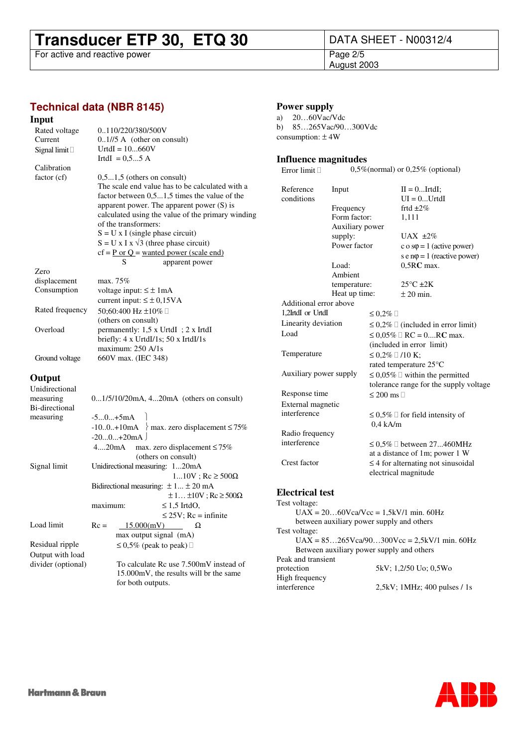## Technical data (NBR 8145)

### Input

| | |
|---|---|
| Rated voltage | 0..110/220/380/500V |
| Current | 0..1//5 A (other on consult) |
| Signal limit | UrtdI = 10...660V<br>IrtdI = 0,5...5 A |
| Calibration factor (cf) | 0,5...1,5 (others on consult)<br>The scale end value has to be calculated with a factor between 0,5...1,5 times the value of the apparent power. The apparent power (S) is calculated using the value of the primary winding of the transformers:<br>S = U x I (single phase circuit)<br>S = U x I x √3 (three phase circuit)<br>cf = P or Q = wanted power (scale end) / S apparent power |
| Zero displacement | max. 75% |
| Consumption | voltage input: ≤ ± 1mA<br>current input: ≤ ± 0,15VA |
| Rated frequency | 50;60:400 Hz ±10%<br>(others on consult) |
| Overload | permanently: 1,5 x UrtdI ; 2 x IrtdI<br>briefly: 4 x UrtdI/1s; 50 x IrtdI/1s<br>maximum: 250 A/1s |
| Ground voltage | 660V max. (IEC 348) |

### Output

| | |
|---|---|
| Unidirectional measuring | 0...1/5/10/20mA, 4...20mA (others on consult) |
| Bi-directional measuring | -5...0...+5mA<br>-10..0..+10mA } max. zero displacement ≤ 75%<br>-20...0...+20mA<br>4....20mA max. zero displacement ≤ 75% (others on consult) |
| Signal limit | Unidirectional measuring: 1...20mA<br>1...10V ; Rc ≥ 500Ω<br>Bidirectional measuring: ± 1... ± 20 mA<br>± 1… ±10V ; Rc ≥ 500Ω<br>maximum: ≤ 1,5 IrtdO,<br>≤ 25V; Rc = infinite |
| Load limit | Rc = 15.000(mV) / max output signal (mA) Ω |
| Residual ripple | ≤ 0,5% (peak to peak) |
| Output with load divider (optional) | To calculate Rc use 7.500mV instead of 15.000mV, the results will br the same for both outputs. |

### Power supply

a) 20…60Vac/Vdc
b) 85…265Vac/90…300Vdc
consumption: ± 4W

### Influence magnitudes

| | | |
|---|---|---|
| Error limit | | 0,5%(normal) or 0,25% (optional) |
| Reference conditions | Input | II = 0...IrtdI;<br>UI = 0...UrtdI |
| | Frequency | frtd ±2% |
| | Form factor: | 1,111 |
| | Auxiliary power supply: | UAX ±2% |
| | Power factor | cos φ = 1 (active power)<br>sen φ = 1 (reactive power) |
| | Load: | 0,5**RC** max. |
| | Ambient temperature: | 25°C ±2K |
| | Heat up time: | ± 20 min. |
| Additional error above 1,2IrtdI or UrtdI | | ≤ 0,2% |
| Linearity deviation | | ≤ 0,2% (included in error limit) |
| Load | | ≤ 0,05% RC = 0....**RC** max. (included in error limit) |
| Temperature | | ≤ 0,2% /10 K;<br>rated temperature 25°C |
| Auxiliary power supply | | ≤ 0,05% within the permitted tolerance range for the supply voltage |
| Response time | | ≤ 200 ms |
| External magnetic interference | | ≤ 0,5% for field intensity of 0,4 kA/m |
| Radio frequency interference | | ≤ 0,5% between 27...460MHz at a distance of 1m; power 1 W |
| Crest factor | | ≤ 4 for alternating not sinusoidal electrical magnitude |

### Electrical test

Test voltage:
UAX = 20…60Vca/Vcc = 1,5kV/1 min. 60Hz
between auxiliary power supply and others

Test voltage:
UAX = 85…265Vca/90…300Vcc = 2,5kV/1 min. 60Hz
Between auxiliary power supply and others

| | |
|---|---|
| Peak and transient protection | 5kV; 1,2/50 Uo; 0,5Wo |
| High frequency interference | 2,5kV; 1MHz; 400 pulses / 1s |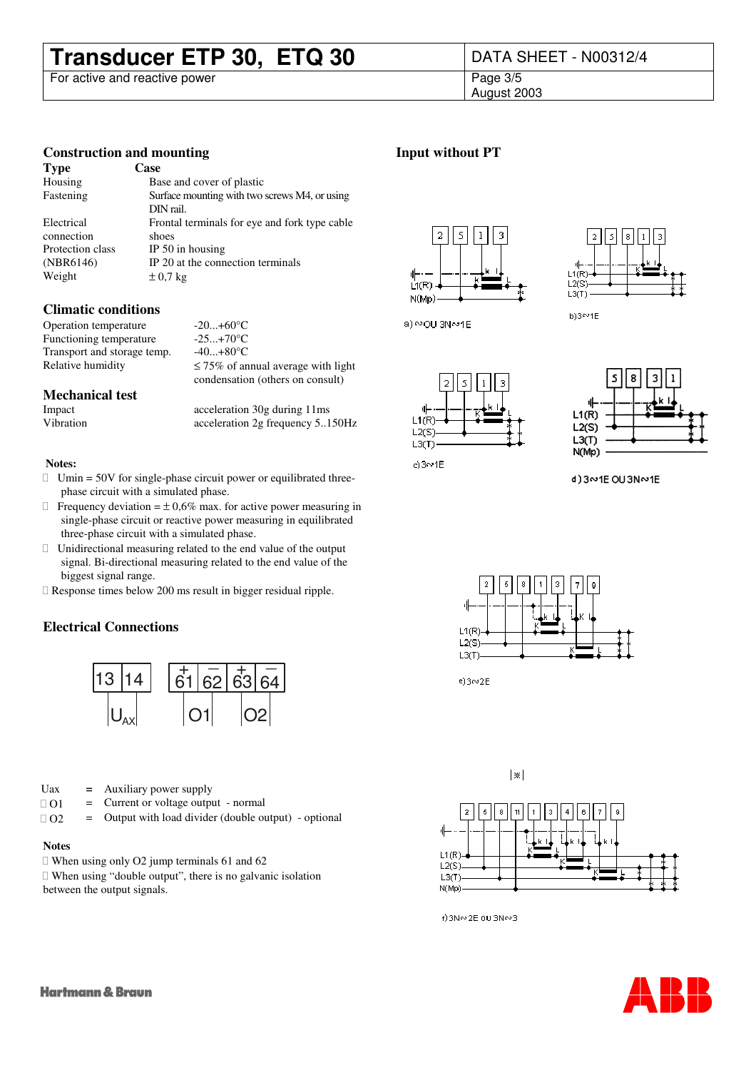## Construction and mounting

| Type | Case |
|---|---|
| Housing | Base and cover of plastic |
| Fastening | Surface mounting with two screws M4, or using DIN rail. |
| Electrical connection | Frontal terminals for eye and fork type cable shoes |
| Protection class (NBR6146) | IP 50 in housing<br>IP 20 at the connection terminals |
| Weight | ± 0,7 kg |

## Climatic conditions

| | |
|---|---|
| Operation temperature | -20...+60°C |
| Functioning temperature | -25...+70°C |
| Transport and storage temp. | -40...+80°C |
| Relative humidity | ≤ 75% of annual average with light condensation (others on consult) |

## Mechanical test

| | |
|---|---|
| Impact | acceleration 30g during 11ms |
| Vibration | acceleration 2g frequency 5..150Hz |

**Notes:**

- Umin = 50V for single-phase circuit power or equilibrated three-phase circuit with a simulated phase.
- Frequency deviation = ± 0,6% max. for active power measuring in single-phase circuit or reactive power measuring in equilibrated three-phase circuit with a simulated phase.
- Unidirectional measuring related to the end value of the output signal. Bi-directional measuring related to the end value of the biggest signal range.
- Response times below 200 ms result in bigger residual ripple.

## Electrical Connections

13 | 14 — $U_{AX}$

+61 | −62 — O1 ; +63 | −64 — O2

Uax = Auxiliary power supply
O1 = Current or voltage output - normal
O2 = Output with load divider (double output) - optional

**Notes**

- When using only O2 jump terminals 61 and 62
- When using "double output", there is no galvanic isolation between the output signals.

## Input without PT

a) ~OU 3N~1E

b) 3~1E

c) 3~1E

d) 3~1E OU 3N~1E

e) 3~2E

f) 3N~2E ou 3N~3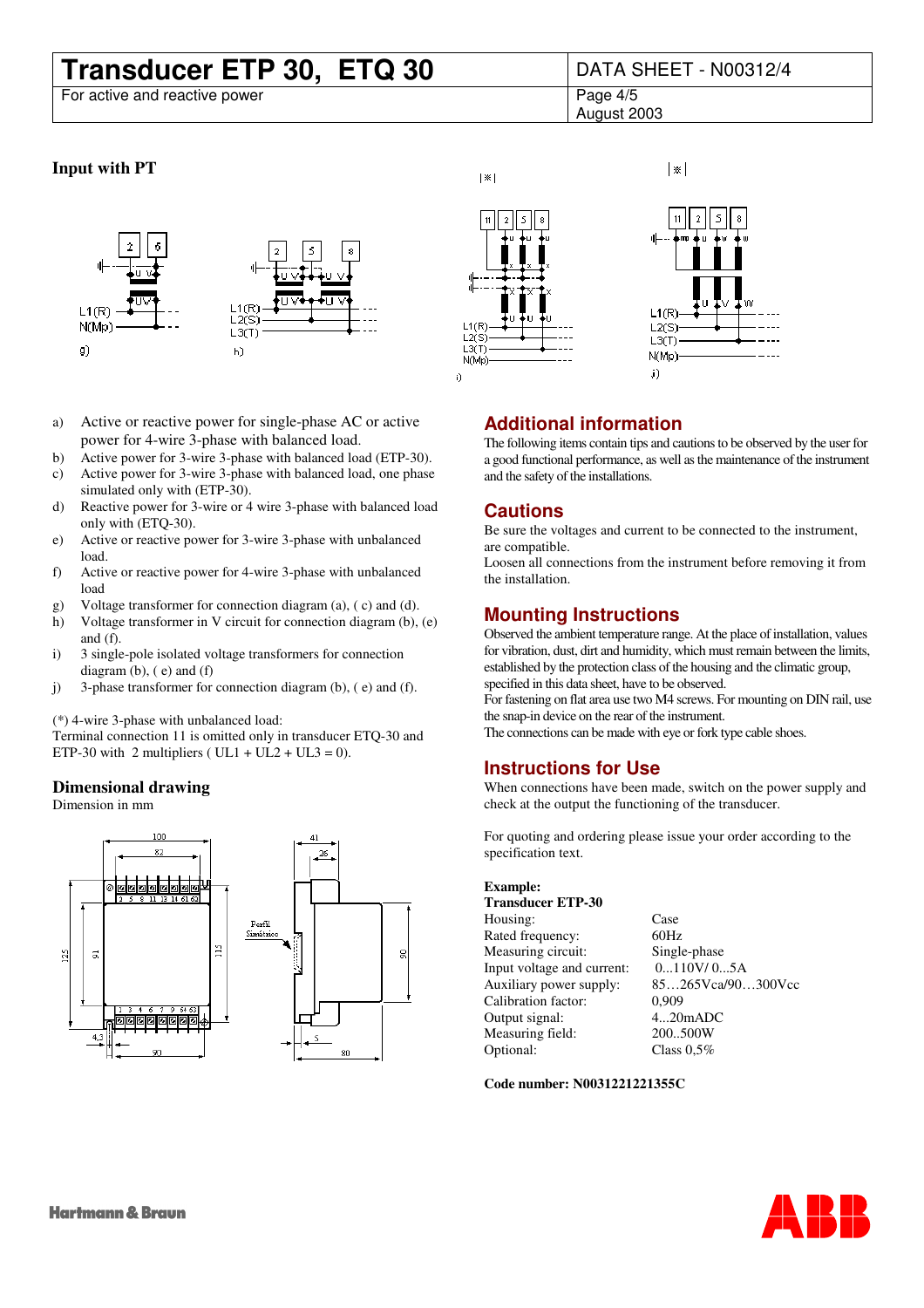## Input with PT

g) h) i) j)

a) Active or reactive power for single-phase AC or active power for 4-wire 3-phase with balanced load.
b) Active power for 3-wire 3-phase with balanced load (ETP-30).
c) Active power for 3-wire 3-phase with balanced load, one phase simulated only with (ETP-30).
d) Reactive power for 3-wire or 4 wire 3-phase with balanced load only with (ETQ-30).
e) Active or reactive power for 3-wire 3-phase with unbalanced load.
f) Active or reactive power for 4-wire 3-phase with unbalanced load
g) Voltage transformer for connection diagram (a), ( c) and (d).
h) Voltage transformer in V circuit for connection diagram (b), (e) and (f).
i) 3 single-pole isolated voltage transformers for connection diagram (b), ( e) and (f)
j) 3-phase transformer for connection diagram (b), ( e) and (f).

(*) 4-wire 3-phase with unbalanced load:
Terminal connection 11 is omitted only in transducer ETQ-30 and ETP-30 with 2 multipliers ( UL1 + UL2 + UL3 = 0).

## Dimensional drawing

Dimension in mm

## Additional information

The following items contain tips and cautions to be observed by the user for a good functional performance, as well as the maintenance of the instrument and the safety of the installations.

## Cautions

Be sure the voltages and current to be connected to the instrument, are compatible.
Loosen all connections from the instrument before removing it from the installation.

## Mounting Instructions

Observed the ambient temperature range. At the place of installation, values for vibration, dust, dirt and humidity, which must remain between the limits, established by the protection class of the housing and the climatic group, specified in this data sheet, have to be observed.
For fastening on flat area use two M4 screws. For mounting on DIN rail, use the snap-in device on the rear of the instrument.
The connections can be made with eye or fork type cable shoes.

## Instructions for Use

When connections have been made, switch on the power supply and check at the output the functioning of the transducer.

For quoting and ordering please issue your order according to the specification text.

**Example:**
**Transducer ETP-30**

| | |
|---|---|
| Housing: | Case |
| Rated frequency: | 60Hz |
| Measuring circuit: | Single-phase |
| Input voltage and current: | 0...110V/ 0...5A |
| Auxiliary power supply: | 85…265Vca/90…300Vcc |
| Calibration factor: | 0,909 |
| Output signal: | 4...20mADC |
| Measuring field: | 200..500W |
| Optional: | Class 0,5% |

**Code number: N0031221221355C**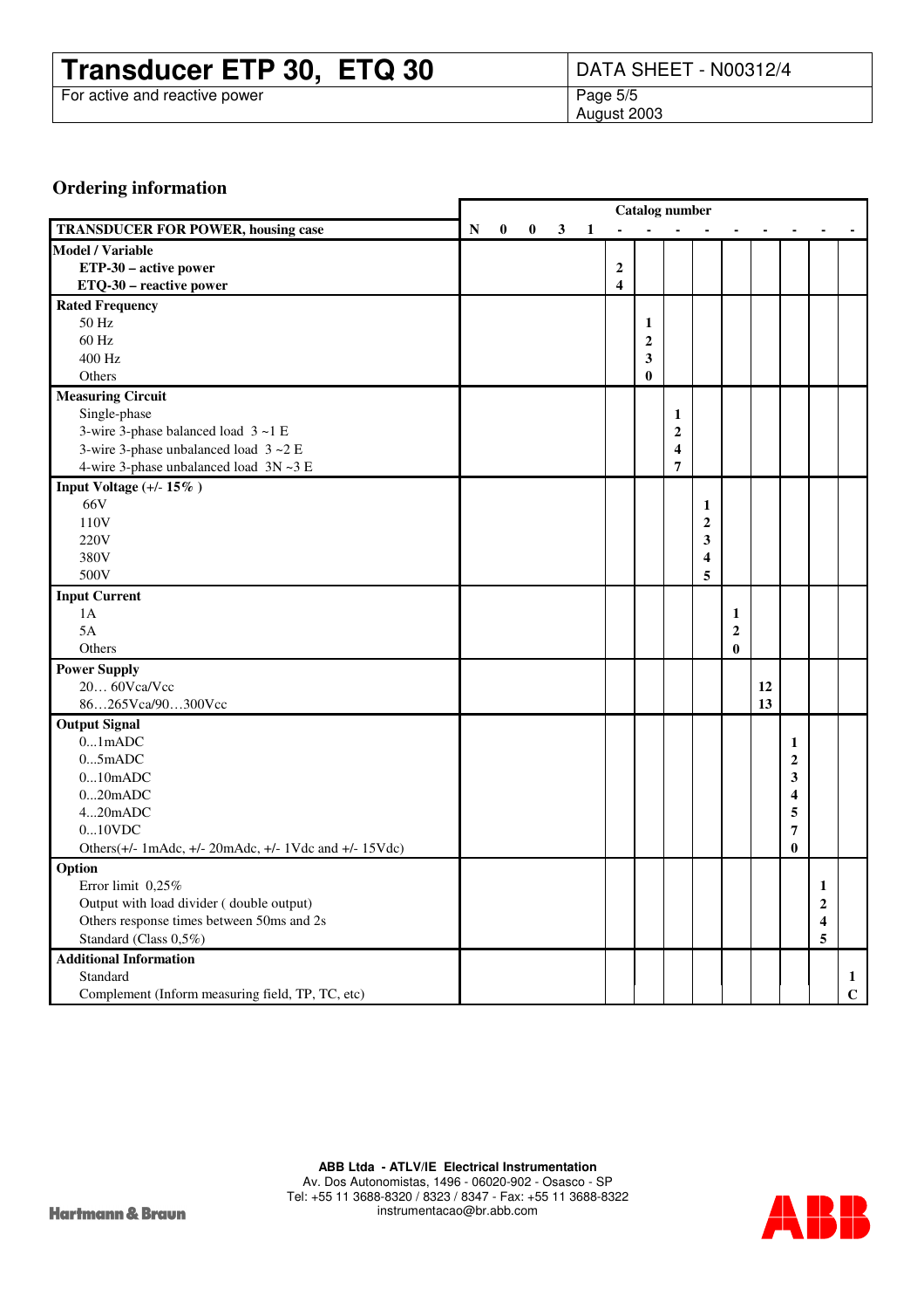## Ordering information

| | Catalog number | | | | | | | | | | | | | |
|---|---|---|---|---|---|---|---|---|---|---|---|---|---|---|
| **TRANSDUCER FOR POWER, housing case** | **N** | **0** | **0** | **3** | **1** | **-** | **-** | **-** | **-** | **-** | **-** | **-** | **-** | **-** |
| **Model / Variable** | | | | | | | | | | | | | | |
| **ETP-30 – active power** | | | | | | **2** | | | | | | | | |
| **ETQ-30 – reactive power** | | | | | | **4** | | | | | | | | |
| **Rated Frequency** | | | | | | | | | | | | | | |
| 50 Hz | | | | | | | **1** | | | | | | | |
| 60 Hz | | | | | | | **2** | | | | | | | |
| 400 Hz | | | | | | | **3** | | | | | | | |
| Others | | | | | | | **0** | | | | | | | |
| **Measuring Circuit** | | | | | | | | | | | | | | |
| Single-phase | | | | | | | | **1** | | | | | | |
| 3-wire 3-phase balanced load 3 ~1 E | | | | | | | | **2** | | | | | | |
| 3-wire 3-phase unbalanced load 3 ~2 E | | | | | | | | **4** | | | | | | |
| 4-wire 3-phase unbalanced load 3N ~3 E | | | | | | | | **7** | | | | | | |
| **Input Voltage (+/- 15% )** | | | | | | | | | | | | | | |
| 66V | | | | | | | | | **1** | | | | | |
| 110V | | | | | | | | | **2** | | | | | |
| 220V | | | | | | | | | **3** | | | | | |
| 380V | | | | | | | | | **4** | | | | | |
| 500V | | | | | | | | | **5** | | | | | |
| **Input Current** | | | | | | | | | | | | | | |
| 1A | | | | | | | | | | **1** | | | | |
| 5A | | | | | | | | | | **2** | | | | |
| Others | | | | | | | | | | **0** | | | | |
| **Power Supply** | | | | | | | | | | | | | | |
| 20… 60Vca/Vcc | | | | | | | | | | | **12** | | | |
| 86…265Vca/90…300Vcc | | | | | | | | | | | **13** | | | |
| **Output Signal** | | | | | | | | | | | | | | |
| 0...1mADC | | | | | | | | | | | | **1** | | |
| 0...5mADC | | | | | | | | | | | | **2** | | |
| 0...10mADC | | | | | | | | | | | | **3** | | |
| 0...20mADC | | | | | | | | | | | | **4** | | |
| 4...20mADC | | | | | | | | | | | | **5** | | |
| 0...10VDC | | | | | | | | | | | | **7** | | |
| Others(+/- 1mAdc, +/- 20mAdc, +/- 1Vdc and +/- 15Vdc) | | | | | | | | | | | | **0** | | |
| **Option** | | | | | | | | | | | | | | |
| Error limit 0,25% | | | | | | | | | | | | | **1** | |
| Output with load divider ( double output) | | | | | | | | | | | | | **2** | |
| Others response times between 50ms and 2s | | | | | | | | | | | | | **4** | |
| Standard (Class 0,5%) | | | | | | | | | | | | | **5** | |
| **Additional Information** | | | | | | | | | | | | | | |
| Standard | | | | | | | | | | | | | | **1** |
| Complement (Inform measuring field, TP, TC, etc) | | | | | | | | | | | | | | **C** |

**ABB Ltda - ATLV/IE Electrical Instrumentation**
Av. Dos Autonomistas, 1496 - 06020-902 - Osasco - SP
Tel: +55 11 3688-8320 / 8323 / 8347 - Fax: +55 11 3688-8322
instrumentacao@br.abb.com